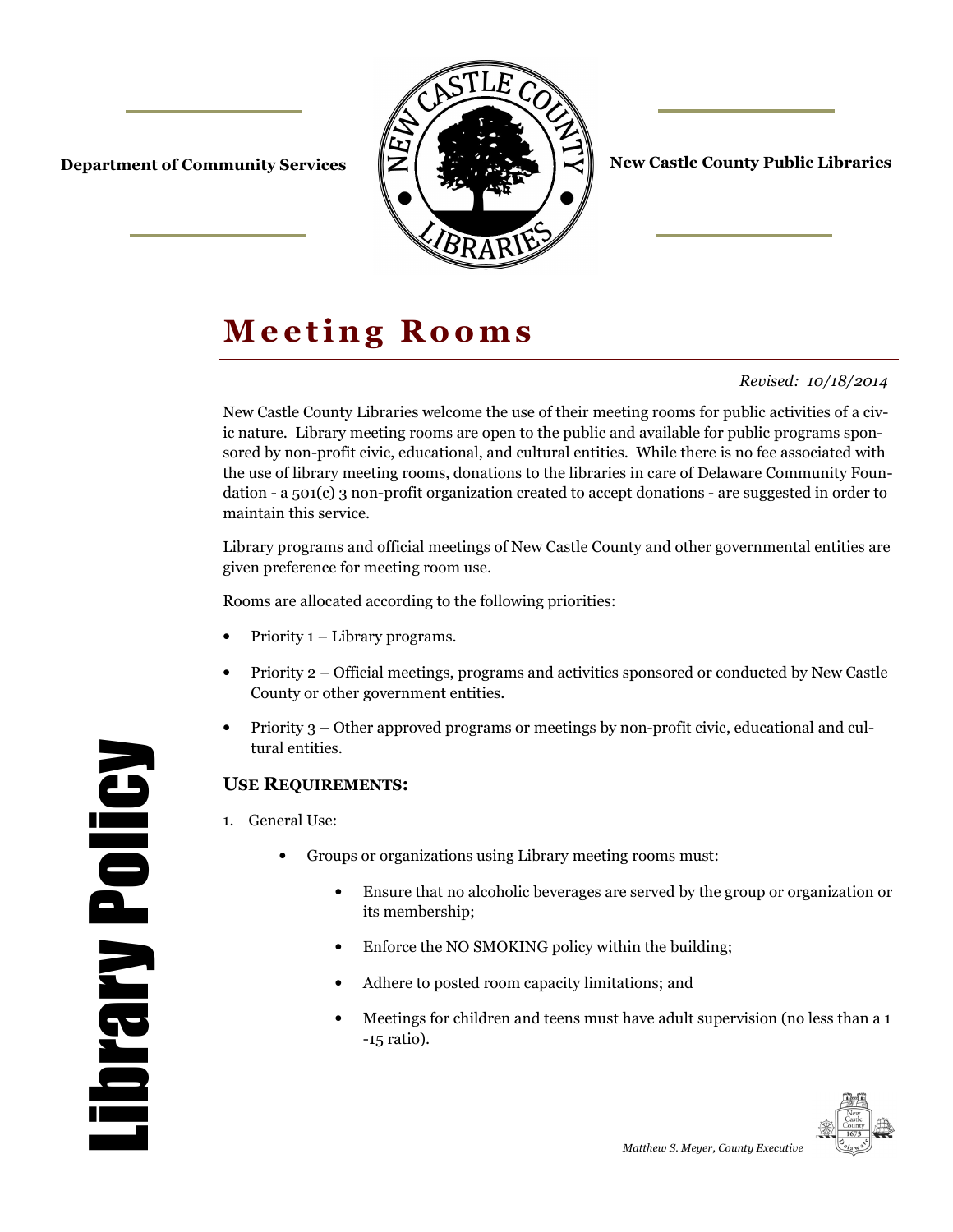**Department of Community Services**

**New Castle County Public Libraries**

# Meeting Rooms

*Revised: 10/18/2014*

New Castle County Libraries welcome the use of their meeting rooms for public activities of a civic nature. Library meeting rooms are open to the public and available for public programs sponsored by non-profit civic, educational, and cultural entities. While there is no fee associated with the use of library meeting rooms, donations to the libraries in care of Delaware Community Foundation - a 501(c) 3 non-profit organization created to accept donations - are suggested in order to maintain this service.

Library programs and official meetings of New Castle County and other governmental entities are given preference for meeting room use.

Rooms are allocated according to the following priorities:

- Priority 1 – Library programs.
- Priority 2 – Official meetings, programs and activities sponsored or conducted by New Castle County or other government entities.
- Priority 3 – Other approved programs or meetings by non-profit civic, educational and cultural entities.

### USE REQUIREMENTS:

1. General Use:
   - Groups or organizations using Library meeting rooms must:
     - Ensure that no alcoholic beverages are served by the group or organization or its membership;
     - Enforce the NO SMOKING policy within the building;
     - Adhere to posted room capacity limitations; and
     - Meetings for children and teens must have adult supervision (no less than a 1 -15 ratio).

Library Policy

*Matthew S. Meyer, County Executive*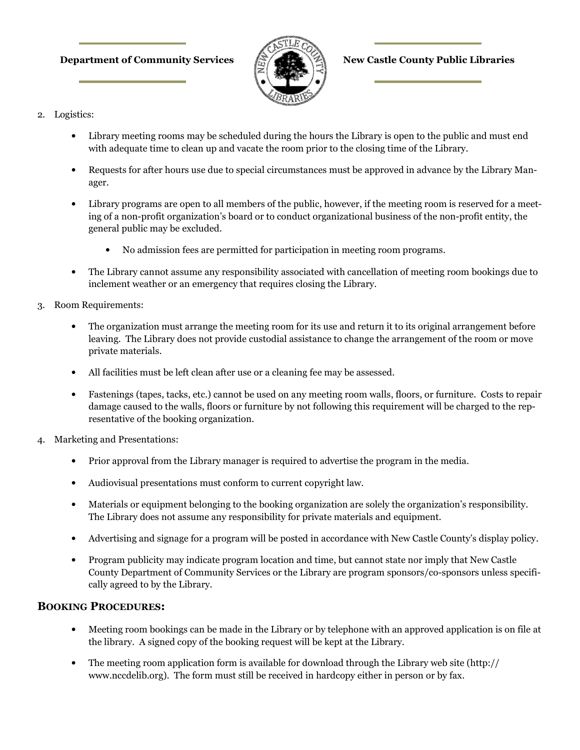2. Logistics:

    - Library meeting rooms may be scheduled during the hours the Library is open to the public and must end with adequate time to clean up and vacate the room prior to the closing time of the Library.

    - Requests for after hours use due to special circumstances must be approved in advance by the Library Manager.

    - Library programs are open to all members of the public, however, if the meeting room is reserved for a meeting of a non-profit organization's board or to conduct organizational business of the non-profit entity, the general public may be excluded.

        - No admission fees are permitted for participation in meeting room programs.

    - The Library cannot assume any responsibility associated with cancellation of meeting room bookings due to inclement weather or an emergency that requires closing the Library.

3. Room Requirements:

    - The organization must arrange the meeting room for its use and return it to its original arrangement before leaving. The Library does not provide custodial assistance to change the arrangement of the room or move private materials.

    - All facilities must be left clean after use or a cleaning fee may be assessed.

    - Fastenings (tapes, tacks, etc.) cannot be used on any meeting room walls, floors, or furniture. Costs to repair damage caused to the walls, floors or furniture by not following this requirement will be charged to the representative of the booking organization.

4. Marketing and Presentations:

    - Prior approval from the Library manager is required to advertise the program in the media.

    - Audiovisual presentations must conform to current copyright law.

    - Materials or equipment belonging to the booking organization are solely the organization's responsibility. The Library does not assume any responsibility for private materials and equipment.

    - Advertising and signage for a program will be posted in accordance with New Castle County's display policy.

    - Program publicity may indicate program location and time, but cannot state nor imply that New Castle County Department of Community Services or the Library are program sponsors/co-sponsors unless specifically agreed to by the Library.

## BOOKING PROCEDURES:

- Meeting room bookings can be made in the Library or by telephone with an approved application is on file at the library. A signed copy of the booking request will be kept at the Library.

- The meeting room application form is available for download through the Library web site (http://www.nccdelib.org). The form must still be received in hardcopy either in person or by fax.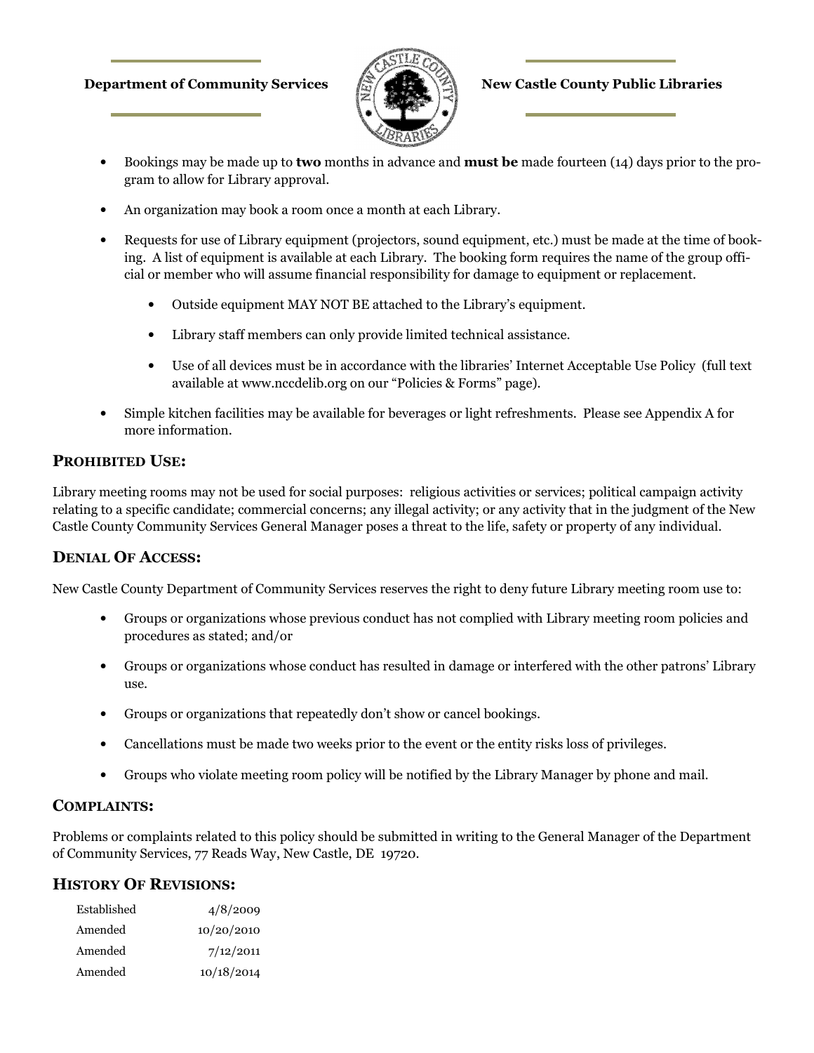- Bookings may be made up to **two** months in advance and **must be** made fourteen (14) days prior to the program to allow for Library approval.
- An organization may book a room once a month at each Library.
- Requests for use of Library equipment (projectors, sound equipment, etc.) must be made at the time of booking. A list of equipment is available at each Library. The booking form requires the name of the group official or member who will assume financial responsibility for damage to equipment or replacement.
    - Outside equipment MAY NOT BE attached to the Library's equipment.
    - Library staff members can only provide limited technical assistance.
    - Use of all devices must be in accordance with the libraries' Internet Acceptable Use Policy (full text available at www.nccdelib.org on our "Policies & Forms" page).
- Simple kitchen facilities may be available for beverages or light refreshments. Please see Appendix A for more information.

## PROHIBITED USE:

Library meeting rooms may not be used for social purposes: religious activities or services; political campaign activity relating to a specific candidate; commercial concerns; any illegal activity; or any activity that in the judgment of the New Castle County Community Services General Manager poses a threat to the life, safety or property of any individual.

## DENIAL OF ACCESS:

New Castle County Department of Community Services reserves the right to deny future Library meeting room use to:

- Groups or organizations whose previous conduct has not complied with Library meeting room policies and procedures as stated; and/or
- Groups or organizations whose conduct has resulted in damage or interfered with the other patrons' Library use.
- Groups or organizations that repeatedly don't show or cancel bookings.
- Cancellations must be made two weeks prior to the event or the entity risks loss of privileges.
- Groups who violate meeting room policy will be notified by the Library Manager by phone and mail.

## COMPLAINTS:

Problems or complaints related to this policy should be submitted in writing to the General Manager of the Department of Community Services, 77 Reads Way, New Castle, DE 19720.

## HISTORY OF REVISIONS:

| | |
|---|---|
| Established | 4/8/2009 |
| Amended | 10/20/2010 |
| Amended | 7/12/2011 |
| Amended | 10/18/2014 |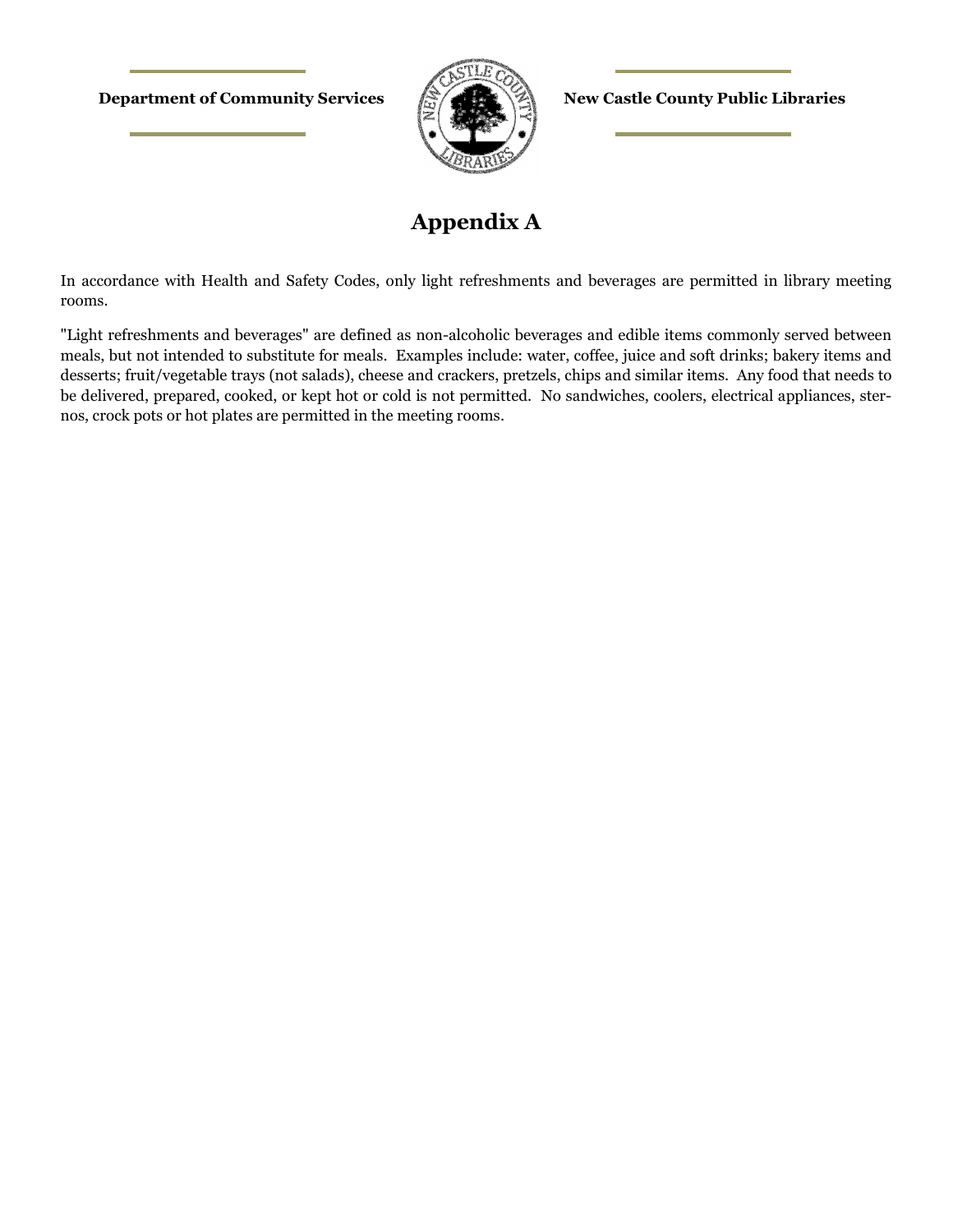# Appendix A

In accordance with Health and Safety Codes, only light refreshments and beverages are permitted in library meeting rooms.

"Light refreshments and beverages" are defined as non-alcoholic beverages and edible items commonly served between meals, but not intended to substitute for meals. Examples include: water, coffee, juice and soft drinks; bakery items and desserts; fruit/vegetable trays (not salads), cheese and crackers, pretzels, chips and similar items. Any food that needs to be delivered, prepared, cooked, or kept hot or cold is not permitted. No sandwiches, coolers, electrical appliances, sternos, crock pots or hot plates are permitted in the meeting rooms.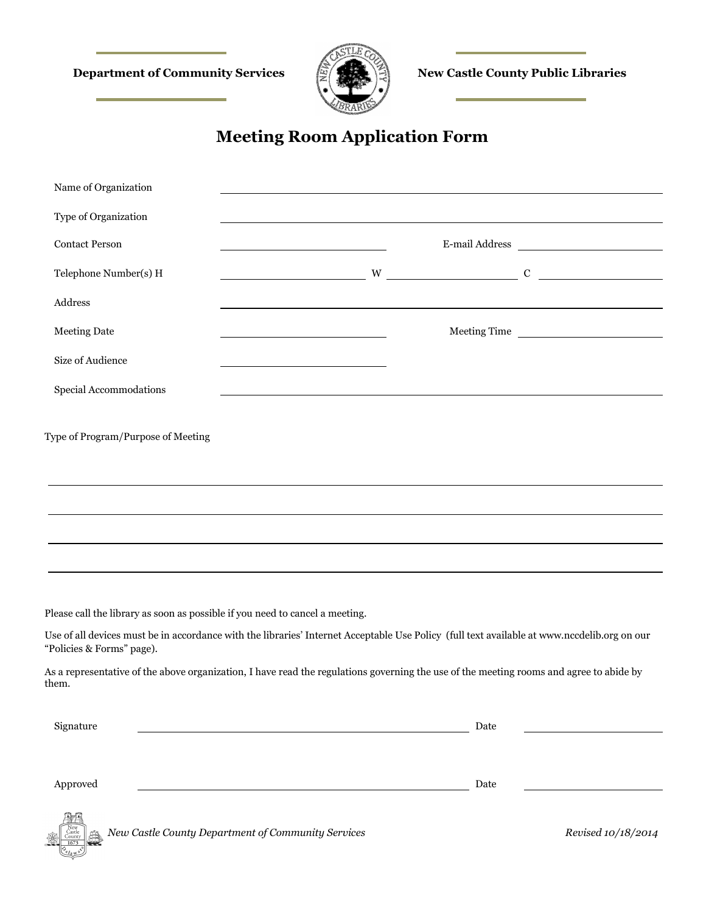**Department of Community Services** **New Castle County Public Libraries**

# Meeting Room Application Form

Name of Organization ______________________________

Type of Organization ______________________________

Contact Person ______________________ E-mail Address ______________________

Telephone Number(s) H ________________ W ________________ C ________________

Address ______________________________

Meeting Date ______________________ Meeting Time ______________________

Size of Audience ______________________

Special Accommodations ______________________________

Type of Program/Purpose of Meeting

______________________________

______________________________

______________________________

______________________________

Please call the library as soon as possible if you need to cancel a meeting.

Use of all devices must be in accordance with the libraries' Internet Acceptable Use Policy (full text available at www.nccdelib.org on our "Policies & Forms" page).

As a representative of the above organization, I have read the regulations governing the use of the meeting rooms and agree to abide by them.

Signature ______________________________ Date ______________

Approved ______________________________ Date ______________

*New Castle County Department of Community Services* *Revised 10/18/2014*